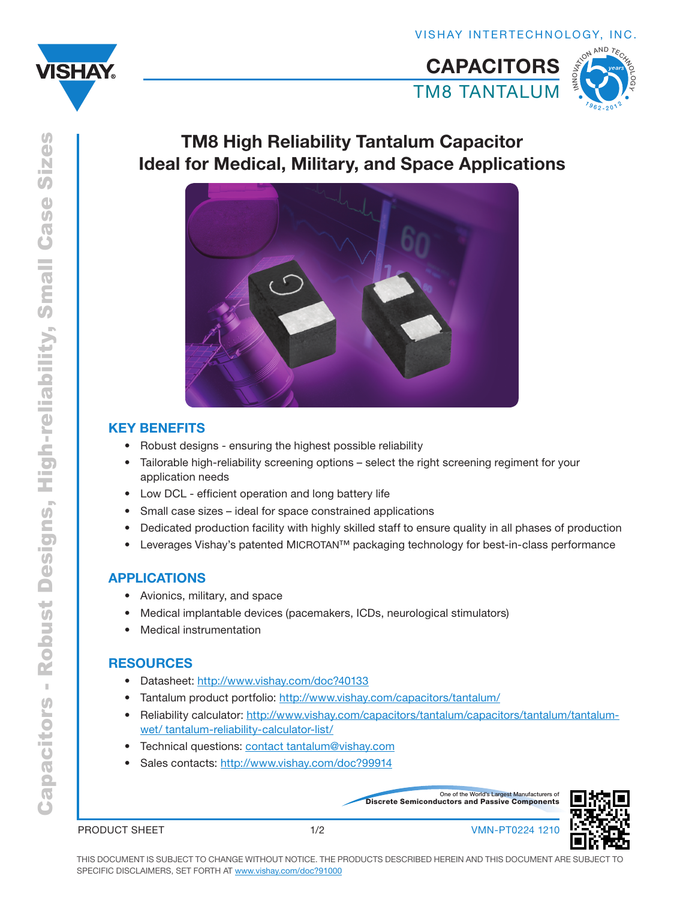VISHAY INTERTECHNOLOGY, INC.

# CAPACITORS
## TM8 TANTALUM

Capacitors - Robust Designs, High-reliability, Small Case Sizes

# TM8 High Reliability Tantalum Capacitor Ideal for Medical, Military, and Space Applications

## KEY BENEFITS

- Robust designs - ensuring the highest possible reliability
- Tailorable high-reliability screening options – select the right screening regiment for your application needs
- Low DCL - efficient operation and long battery life
- Small case sizes – ideal for space constrained applications
- Dedicated production facility with highly skilled staff to ensure quality in all phases of production
- Leverages Vishay's patented MICROTAN™ packaging technology for best-in-class performance

## APPLICATIONS

- Avionics, military, and space
- Medical implantable devices (pacemakers, ICDs, neurological stimulators)
- Medical instrumentation

## RESOURCES

- Datasheet: http://www.vishay.com/doc?40133
- Tantalum product portfolio: http://www.vishay.com/capacitors/tantalum/
- Reliability calculator: http://www.vishay.com/capacitors/tantalum/capacitors/tantalum/tantalum-wet/ tantalum-reliability-calculator-list/
- Technical questions: contact tantalum@vishay.com
- Sales contacts: http://www.vishay.com/doc?99914

One of the World's Largest Manufacturers of Discrete Semiconductors and Passive Components

PRODUCT SHEET VMN-PT0224 1210

THIS DOCUMENT IS SUBJECT TO CHANGE WITHOUT NOTICE. THE PRODUCTS DESCRIBED HEREIN AND THIS DOCUMENT ARE SUBJECT TO SPECIFIC DISCLAIMERS, SET FORTH AT www.vishay.com/doc?91000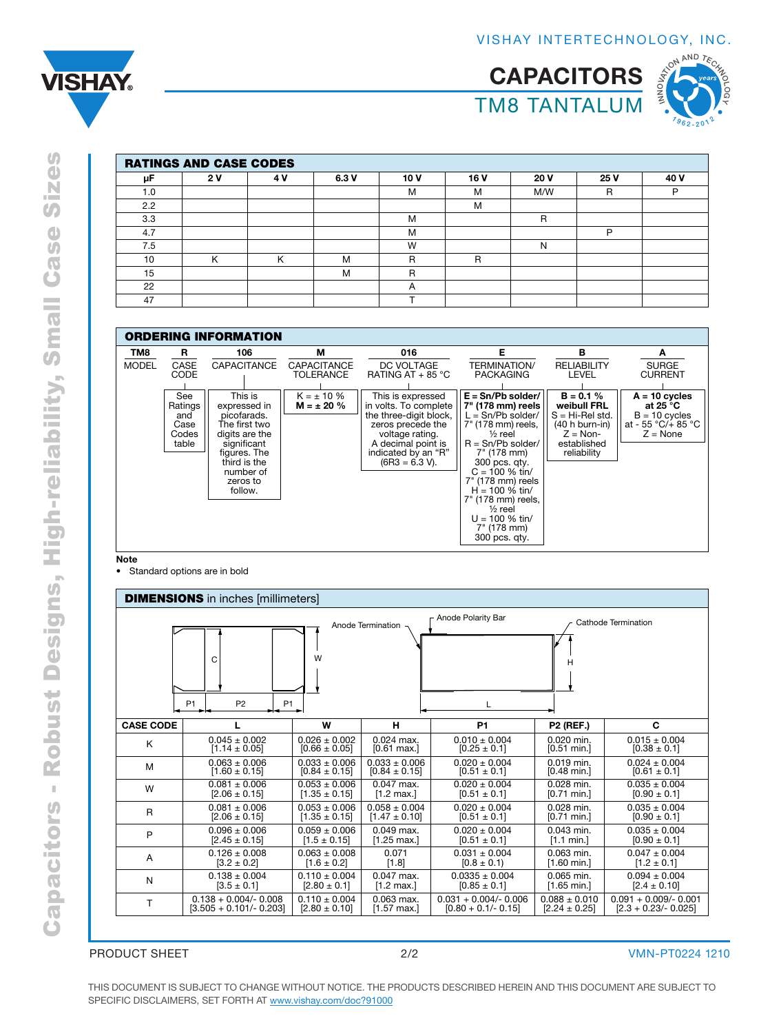## RATINGS AND CASE CODES

| μF | 2 V | 4 V | 6.3 V | 10 V | 16 V | 20 V | 25 V | 40 V |
|---|---|---|---|---|---|---|---|---|
| 1.0 | | | | M | M | M/W | R | P |
| 2.2 | | | | | M | | | |
| 3.3 | | | | M | | R | | |
| 4.7 | | | | M | | | P | |
| 7.5 | | | | W | | N | | |
| 10 | K | K | M | R | R | | | |
| 15 | | | M | R | | | | |
| 22 | | | | A | | | | |
| 47 | | | | T | | | | |

## ORDERING INFORMATION

| TM8 | R | 106 | M | 016 | E | B | A |
|---|---|---|---|---|---|---|---|
| MODEL | CASE CODE | CAPACITANCE | CAPACITANCE TOLERANCE | DC VOLTAGE RATING AT + 85 °C | TERMINATION/ PACKAGING | RELIABILITY LEVEL | SURGE CURRENT |
| | See Ratings and Case Codes table | This is expressed in picofarads. The first two digits are the significant figures. The third is the number of zeros to follow. | K = ± 10 %<br>**M = ± 20 %** | This is expressed in volts. To complete the three-digit block, zeros precede the voltage rating. A decimal point is indicated by an "R" (6R3 = 6.3 V). | **E = Sn/Pb solder/ 7" (178 mm) reels**<br>L = Sn/Pb solder/ 7" (178 mm) reels, ½ reel<br>R = Sn/Pb solder/ 7" (178 mm) 300 pcs. qty.<br>C = 100 % tin/ 7" (178 mm) reels<br>H = 100 % tin/ 7" (178 mm) reels, ½ reel<br>U = 100 % tin/ 7" (178 mm) 300 pcs. qty. | **B = 0.1 % weibull FRL**<br>S = Hi-Rel std. (40 h burn-in)<br>Z = Non-established reliability | **A = 10 cycles at 25 °C**<br>B = 10 cycles at - 55 °C/+ 85 °C<br>Z = None |

**Note**

- Standard options are in bold

## DIMENSIONS in inches [millimeters]

Anode Termination

Anode Polarity Bar

Cathode Termination

C, W, H, P1, P2, P1, L

| CASE CODE | L | W | H | P1 | P2 (REF.) | C |
|---|---|---|---|---|---|---|
| K | 0.045 ± 0.002<br>[1.14 ± 0.05] | 0.026 ± 0.002<br>[0.66 ± 0.05] | 0.024 max.<br>[0.61 max.] | 0.010 ± 0.004<br>[0.25 ± 0.1] | 0.020 min.<br>[0.51 min.] | 0.015 ± 0.004<br>[0.38 ± 0.1] |
| M | 0.063 ± 0.006<br>[1.60 ± 0.15] | 0.033 ± 0.006<br>[0.84 ± 0.15] | 0.033 ± 0.006<br>[0.84 ± 0.15] | 0.020 ± 0.004<br>[0.51 ± 0.1] | 0.019 min.<br>[0.48 min.] | 0.024 ± 0.004<br>[0.61 ± 0.1] |
| W | 0.081 ± 0.006<br>[2.06 ± 0.15] | 0.053 ± 0.006<br>[1.35 ± 0.15] | 0.047 max.<br>[1.2 max.] | 0.020 ± 0.004<br>[0.51 ± 0.1] | 0.028 min.<br>[0.71 min.] | 0.035 ± 0.004<br>[0.90 ± 0.1] |
| R | 0.081 ± 0.006<br>[2.06 ± 0.15] | 0.053 ± 0.006<br>[1.35 ± 0.15] | 0.058 ± 0.004<br>[1.47 ± 0.10] | 0.020 ± 0.004<br>[0.51 ± 0.1] | 0.028 min.<br>[0.71 min.] | 0.035 ± 0.004<br>[0.90 ± 0.1] |
| P | 0.096 ± 0.006<br>[2.45 ± 0.15] | 0.059 ± 0.006<br>[1.5 ± 0.15] | 0.049 max.<br>[1.25 max.] | 0.020 ± 0.004<br>[0.51 ± 0.1] | 0.043 min.<br>[1.1 min.] | 0.035 ± 0.004<br>[0.90 ± 0.1] |
| A | 0.126 ± 0.008<br>[3.2 ± 0.2] | 0.063 ± 0.008<br>[1.6 ± 0.2] | 0.071<br>[1.8] | 0.031 ± 0.004<br>[0.8 ± 0.1] | 0.063 min.<br>[1.60 min.] | 0.047 ± 0.004<br>[1.2 ± 0.1] |
| N | 0.138 ± 0.004<br>[3.5 ± 0.1] | 0.110 ± 0.004<br>[2.80 ± 0.1] | 0.047 max.<br>[1.2 max.] | 0.0335 ± 0.004<br>[0.85 ± 0.1] | 0.065 min.<br>[1.65 min.] | 0.094 ± 0.004<br>[2.4 ± 0.10] |
| T | 0.138 + 0.004/- 0.008<br>[3.505 + 0.101/- 0.203] | 0.110 ± 0.004<br>[2.80 ± 0.10] | 0.063 max.<br>[1.57 max.] | 0.031 + 0.004/- 0.006<br>[0.80 + 0.1/- 0.15] | 0.088 ± 0.010<br>[2.24 ± 0.25] | 0.091 + 0.009/- 0.001<br>[2.3 + 0.23/- 0.025] |

THIS DOCUMENT IS SUBJECT TO CHANGE WITHOUT NOTICE. THE PRODUCTS DESCRIBED HEREIN AND THIS DOCUMENT ARE SUBJECT TO SPECIFIC DISCLAIMERS, SET FORTH AT www.vishay.com/doc?91000